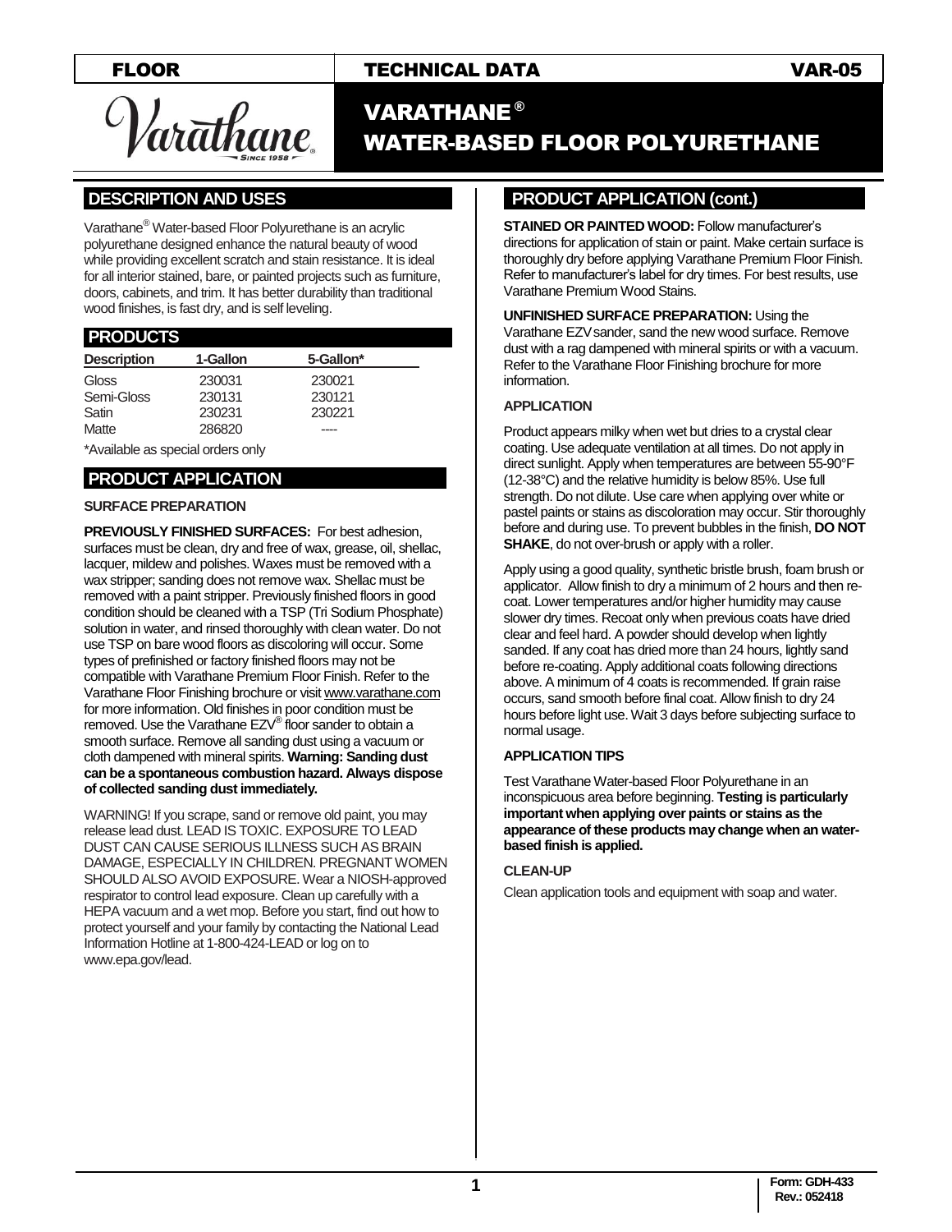FLOOR | TECHNICAL DATA | VAR-05

# VARATHANE® WATER-BASED FLOOR POLYURETHANE

## DESCRIPTION AND USES

Varathane® Water-based Floor Polyurethane is an acrylic polyurethane designed enhance the natural beauty of wood while providing excellent scratch and stain resistance. It is ideal for all interior stained, bare, or painted projects such as furniture, doors, cabinets, and trim. It has better durability than traditional wood finishes, is fast dry, and is self leveling.

## PRODUCTS

| Description | 1-Gallon | 5-Gallon* |
|---|---|---|
| Gloss | 230031 | 230021 |
| Semi-Gloss | 230131 | 230121 |
| Satin | 230231 | 230221 |
| Matte | 286820 | ---- |

*Available as special orders only

## PRODUCT APPLICATION

### SURFACE PREPARATION

**PREVIOUSLY FINISHED SURFACES:** For best adhesion, surfaces must be clean, dry and free of wax, grease, oil, shellac, lacquer, mildew and polishes. Waxes must be removed with a wax stripper; sanding does not remove wax. Shellac must be removed with a paint stripper. Previously finished floors in good condition should be cleaned with a TSP (Tri Sodium Phosphate) solution in water, and rinsed thoroughly with clean water. Do not use TSP on bare wood floors as discoloring will occur. Some types of prefinished or factory finished floors may not be compatible with Varathane Premium Floor Finish. Refer to the Varathane Floor Finishing brochure or visit www.varathane.com for more information. Old finishes in poor condition must be removed. Use the Varathane EZV® floor sander to obtain a smooth surface. Remove all sanding dust using a vacuum or cloth dampened with mineral spirits. **Warning: Sanding dust can be a spontaneous combustion hazard. Always dispose of collected sanding dust immediately.**

WARNING! If you scrape, sand or remove old paint, you may release lead dust. LEAD IS TOXIC. EXPOSURE TO LEAD DUST CAN CAUSE SERIOUS ILLNESS SUCH AS BRAIN DAMAGE, ESPECIALLY IN CHILDREN. PREGNANT WOMEN SHOULD ALSO AVOID EXPOSURE. Wear a NIOSH-approved respirator to control lead exposure. Clean up carefully with a HEPA vacuum and a wet mop. Before you start, find out how to protect yourself and your family by contacting the National Lead Information Hotline at 1-800-424-LEAD or log on to www.epa.gov/lead.

## PRODUCT APPLICATION (cont.)

**STAINED OR PAINTED WOOD:** Follow manufacturer's directions for application of stain or paint. Make certain surface is thoroughly dry before applying Varathane Premium Floor Finish. Refer to manufacturer's label for dry times. For best results, use Varathane Premium Wood Stains.

**UNFINISHED SURFACE PREPARATION:** Using the Varathane EZV sander, sand the new wood surface. Remove dust with a rag dampened with mineral spirits or with a vacuum. Refer to the Varathane Floor Finishing brochure for more information.

### APPLICATION

Product appears milky when wet but dries to a crystal clear coating. Use adequate ventilation at all times. Do not apply in direct sunlight. Apply when temperatures are between 55-90°F (12-38°C) and the relative humidity is below 85%. Use full strength. Do not dilute. Use care when applying over white or pastel paints or stains as discoloration may occur. Stir thoroughly before and during use. To prevent bubbles in the finish, **DO NOT SHAKE**, do not over-brush or apply with a roller.

Apply using a good quality, synthetic bristle brush, foam brush or applicator. Allow finish to dry a minimum of 2 hours and then re-coat. Lower temperatures and/or higher humidity may cause slower dry times. Recoat only when previous coats have dried clear and feel hard. A powder should develop when lightly sanded. If any coat has dried more than 24 hours, lightly sand before re-coating. Apply additional coats following directions above. A minimum of 4 coats is recommended. If grain raise occurs, sand smooth before final coat. Allow finish to dry 24 hours before light use. Wait 3 days before subjecting surface to normal usage.

### APPLICATION TIPS

Test Varathane Water-based Floor Polyurethane in an inconspicuous area before beginning. **Testing is particularly important when applying over paints or stains as the appearance of these products may change when an water-based finish is applied.**

### CLEAN-UP

Clean application tools and equipment with soap and water.

Form: GDH-433
Rev.: 052418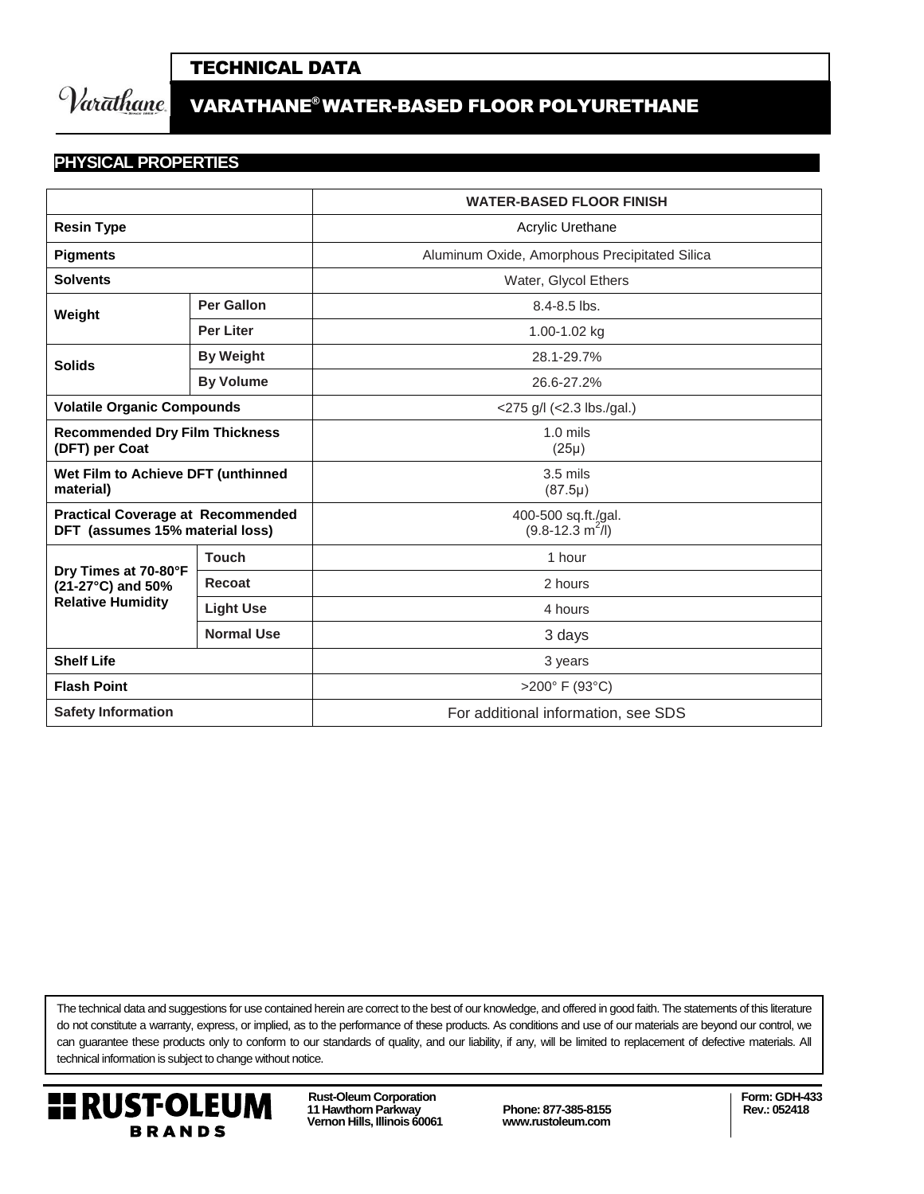TECHNICAL DATA

# VARATHANE® WATER-BASED FLOOR POLYURETHANE

## PHYSICAL PROPERTIES

| | | WATER-BASED FLOOR FINISH |
|---|---|---|
| **Resin Type** | | Acrylic Urethane |
| **Pigments** | | Aluminum Oxide, Amorphous Precipitated Silica |
| **Solvents** | | Water, Glycol Ethers |
| **Weight** | **Per Gallon** | 8.4-8.5 lbs. |
| | **Per Liter** | 1.00-1.02 kg |
| **Solids** | **By Weight** | 28.1-29.7% |
| | **By Volume** | 26.6-27.2% |
| **Volatile Organic Compounds** | | <275 g/l (<2.3 lbs./gal.) |
| **Recommended Dry Film Thickness (DFT) per Coat** | | 1.0 mils (25μ) |
| **Wet Film to Achieve DFT (unthinned material)** | | 3.5 mils (87.5μ) |
| **Practical Coverage at Recommended DFT (assumes 15% material loss)** | | 400-500 sq.ft./gal. (9.8-12.3 $m^2$/l) |
| **Dry Times at 70-80°F (21-27°C) and 50% Relative Humidity** | **Touch** | 1 hour |
| | **Recoat** | 2 hours |
| | **Light Use** | 4 hours |
| | **Normal Use** | 3 days |
| **Shelf Life** | | 3 years |
| **Flash Point** | | >200° F (93°C) |
| **Safety Information** | | For additional information, see SDS |

The technical data and suggestions for use contained herein are correct to the best of our knowledge, and offered in good faith. The statements of this literature do not constitute a warranty, express, or implied, as to the performance of these products. As conditions and use of our materials are beyond our control, we can guarantee these products only to conform to our standards of quality, and our liability, if any, will be limited to replacement of defective materials. All technical information is subject to change without notice.

RUST-OLEUM BRANDS

Rust-Oleum Corporation
11 Hawthorn Parkway
Vernon Hills, Illinois 60061

Phone: 877-385-8155
www.rustoleum.com

Form: GDH-433
Rev.: 052418